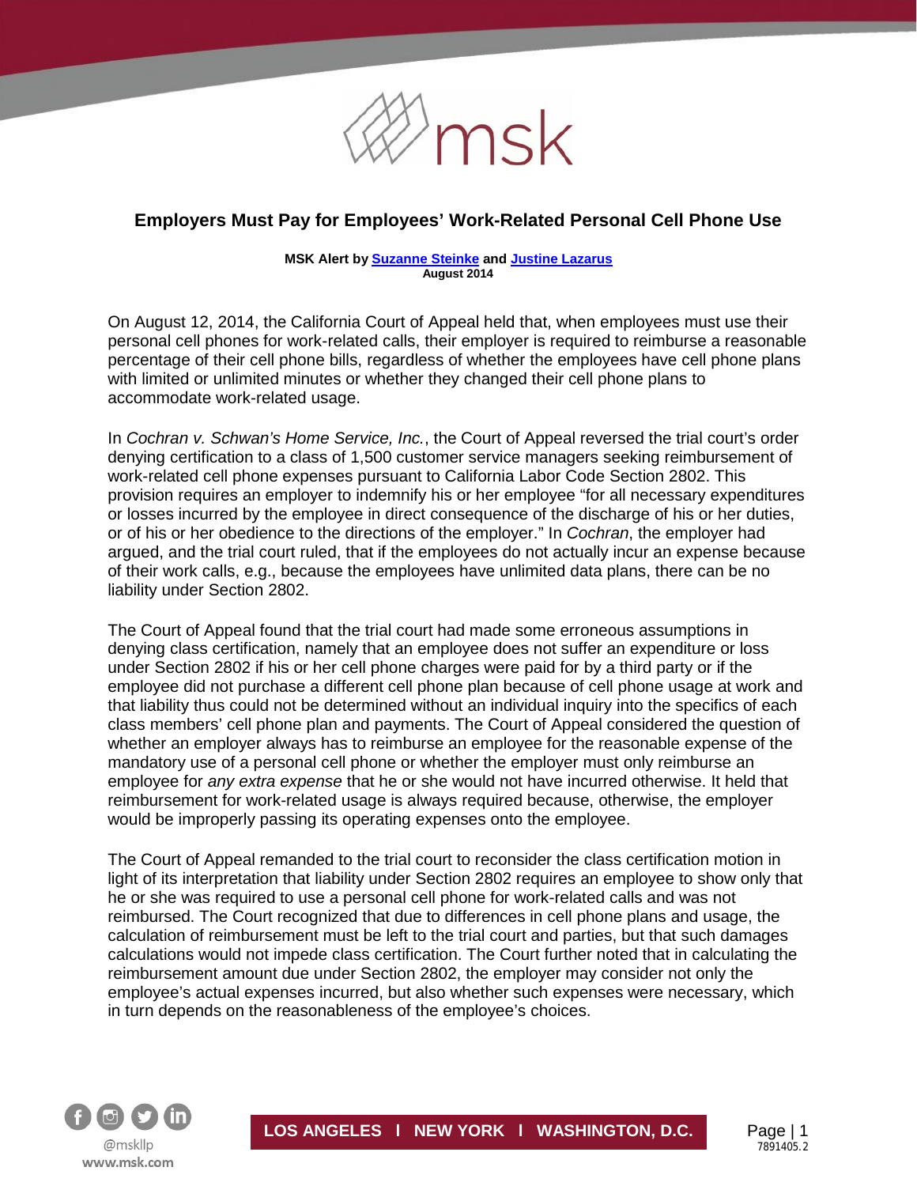# Employers Must Pay for Employees' Work-Related Personal Cell Phone Use

**MSK Alert by Suzanne Steinke and Justine Lazarus**
**August 2014**

On August 12, 2014, the California Court of Appeal held that, when employees must use their personal cell phones for work-related calls, their employer is required to reimburse a reasonable percentage of their cell phone bills, regardless of whether the employees have cell phone plans with limited or unlimited minutes or whether they changed their cell phone plans to accommodate work-related usage.

In *Cochran v. Schwan's Home Service, Inc.*, the Court of Appeal reversed the trial court's order denying certification to a class of 1,500 customer service managers seeking reimbursement of work-related cell phone expenses pursuant to California Labor Code Section 2802. This provision requires an employer to indemnify his or her employee "for all necessary expenditures or losses incurred by the employee in direct consequence of the discharge of his or her duties, or of his or her obedience to the directions of the employer." In *Cochran*, the employer had argued, and the trial court ruled, that if the employees do not actually incur an expense because of their work calls, e.g., because the employees have unlimited data plans, there can be no liability under Section 2802.

The Court of Appeal found that the trial court had made some erroneous assumptions in denying class certification, namely that an employee does not suffer an expenditure or loss under Section 2802 if his or her cell phone charges were paid for by a third party or if the employee did not purchase a different cell phone plan because of cell phone usage at work and that liability thus could not be determined without an individual inquiry into the specifics of each class members' cell phone plan and payments. The Court of Appeal considered the question of whether an employer always has to reimburse an employee for the reasonable expense of the mandatory use of a personal cell phone or whether the employer must only reimburse an employee for *any extra expense* that he or she would not have incurred otherwise. It held that reimbursement for work-related usage is always required because, otherwise, the employer would be improperly passing its operating expenses onto the employee.

The Court of Appeal remanded to the trial court to reconsider the class certification motion in light of its interpretation that liability under Section 2802 requires an employee to show only that he or she was required to use a personal cell phone for work-related calls and was not reimbursed. The Court recognized that due to differences in cell phone plans and usage, the calculation of reimbursement must be left to the trial court and parties, but that such damages calculations would not impede class certification. The Court further noted that in calculating the reimbursement amount due under Section 2802, the employer may consider not only the employee's actual expenses incurred, but also whether such expenses were necessary, which in turn depends on the reasonableness of the employee's choices.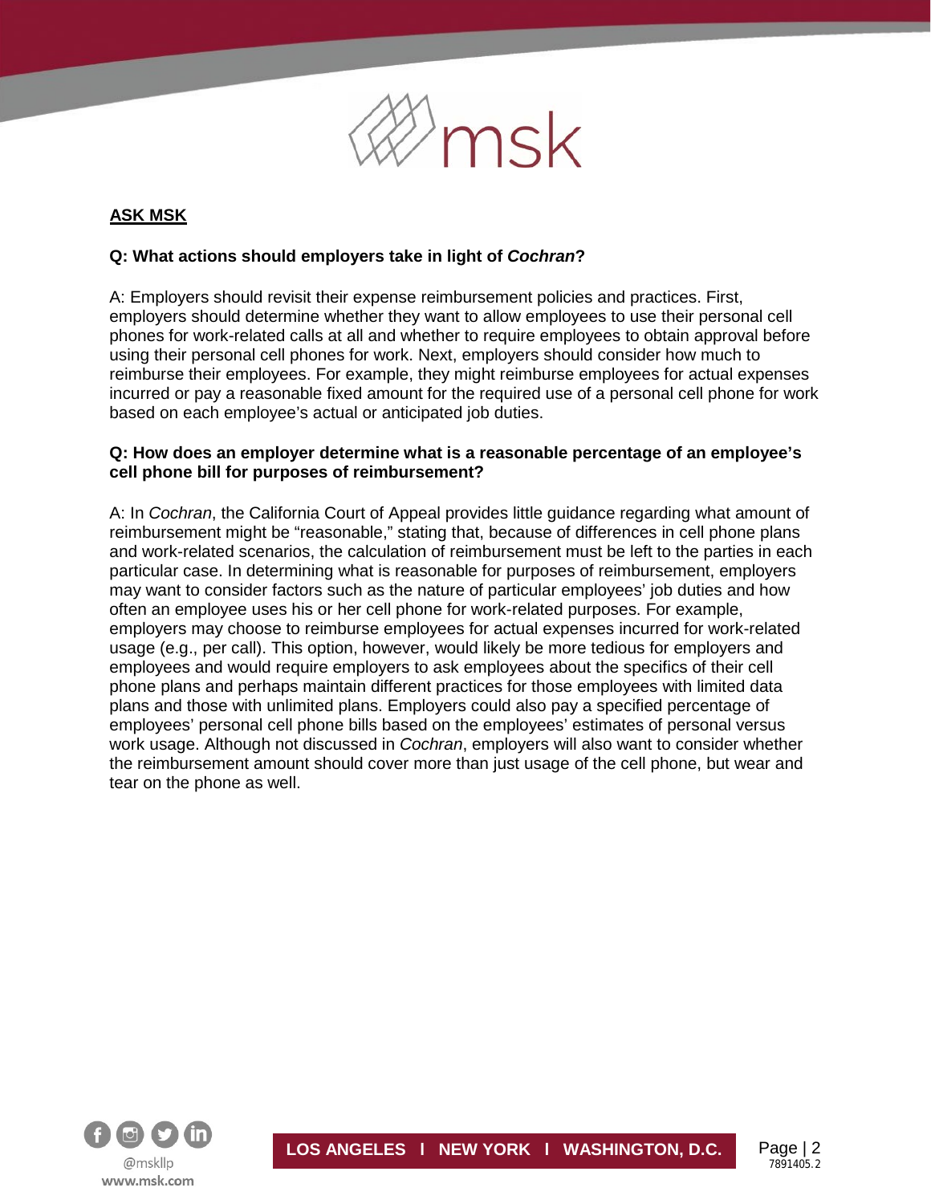## ASK MSK

**Q: What actions should employers take in light of *Cochran*?**

A: Employers should revisit their expense reimbursement policies and practices. First, employers should determine whether they want to allow employees to use their personal cell phones for work-related calls at all and whether to require employees to obtain approval before using their personal cell phones for work. Next, employers should consider how much to reimburse their employees. For example, they might reimburse employees for actual expenses incurred or pay a reasonable fixed amount for the required use of a personal cell phone for work based on each employee's actual or anticipated job duties.

**Q: How does an employer determine what is a reasonable percentage of an employee's cell phone bill for purposes of reimbursement?**

A: In *Cochran*, the California Court of Appeal provides little guidance regarding what amount of reimbursement might be "reasonable," stating that, because of differences in cell phone plans and work-related scenarios, the calculation of reimbursement must be left to the parties in each particular case. In determining what is reasonable for purposes of reimbursement, employers may want to consider factors such as the nature of particular employees' job duties and how often an employee uses his or her cell phone for work-related purposes. For example, employers may choose to reimburse employees for actual expenses incurred for work-related usage (e.g., per call). This option, however, would likely be more tedious for employers and employees and would require employers to ask employees about the specifics of their cell phone plans and perhaps maintain different practices for those employees with limited data plans and those with unlimited plans. Employers could also pay a specified percentage of employees' personal cell phone bills based on the employees' estimates of personal versus work usage. Although not discussed in *Cochran*, employers will also want to consider whether the reimbursement amount should cover more than just usage of the cell phone, but wear and tear on the phone as well.